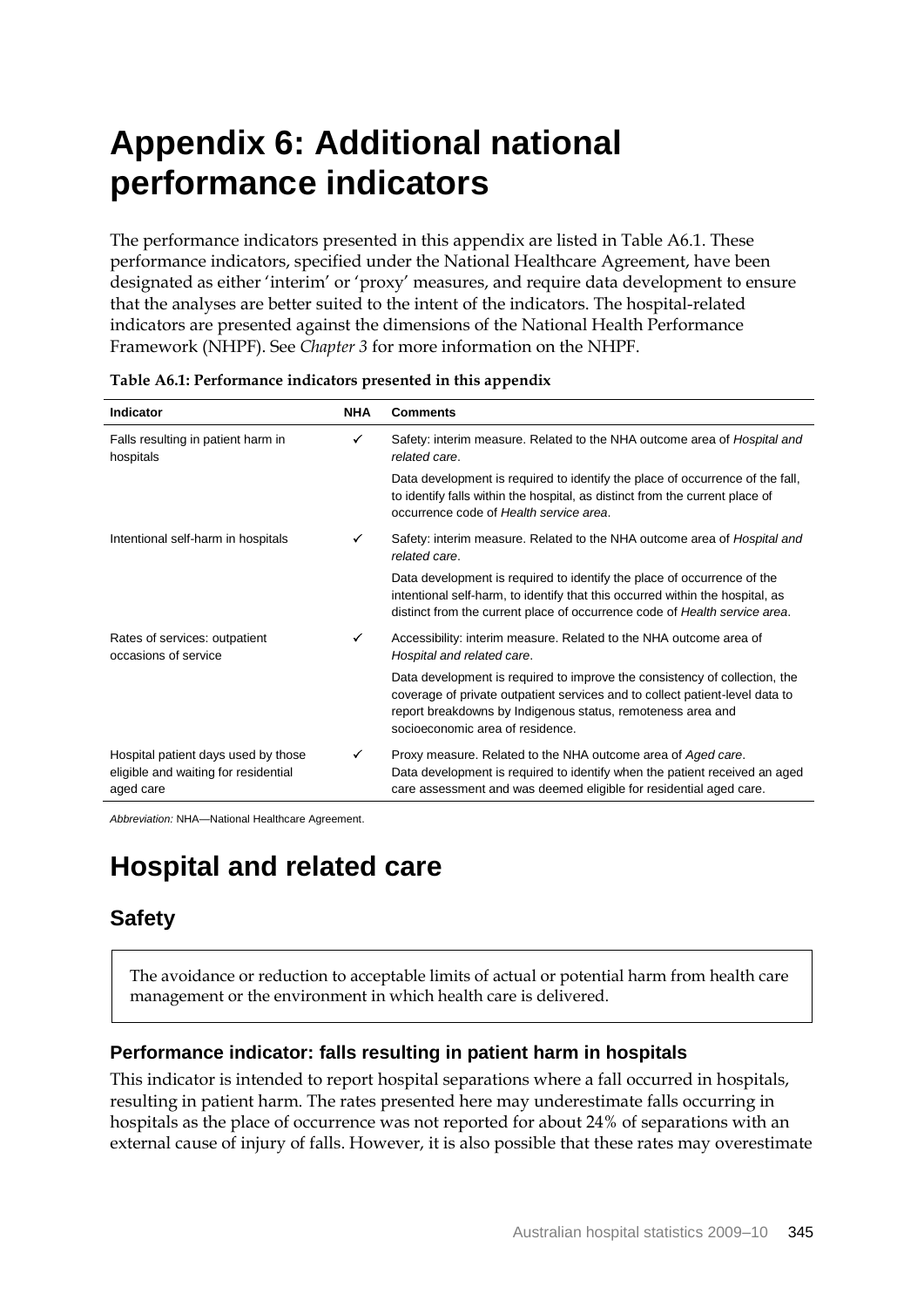# Appendix 6: Additional national performance indicators

The performance indicators presented in this appendix are listed in Table A6.1. These performance indicators, specified under the National Healthcare Agreement, have been designated as either 'interim' or 'proxy' measures, and require data development to ensure that the analyses are better suited to the intent of the indicators. The hospital-related indicators are presented against the dimensions of the National Health Performance Framework (NHPF). See *Chapter 3* for more information on the NHPF.

**Table A6.1: Performance indicators presented in this appendix**

| Indicator | NHA | Comments |
|---|---|---|
| Falls resulting in patient harm in hospitals | ✓ | Safety: interim measure. Related to the NHA outcome area of *Hospital and related care*. Data development is required to identify the place of occurrence of the fall, to identify falls within the hospital, as distinct from the current place of occurrence code of *Health service area*. |
| Intentional self-harm in hospitals | ✓ | Safety: interim measure. Related to the NHA outcome area of *Hospital and related care*. Data development is required to identify the place of occurrence of the intentional self-harm, to identify that this occurred within the hospital, as distinct from the current place of occurrence code of *Health service area*. |
| Rates of services: outpatient occasions of service | ✓ | Accessibility: interim measure. Related to the NHA outcome area of *Hospital and related care*. Data development is required to improve the consistency of collection, the coverage of private outpatient services and to collect patient-level data to report breakdowns by Indigenous status, remoteness area and socioeconomic area of residence. |
| Hospital patient days used by those eligible and waiting for residential aged care | ✓ | Proxy measure. Related to the NHA outcome area of *Aged care*. Data development is required to identify when the patient received an aged care assessment and was deemed eligible for residential aged care. |

*Abbreviation:* NHA—National Healthcare Agreement.

# Hospital and related care

## Safety

The avoidance or reduction to acceptable limits of actual or potential harm from health care management or the environment in which health care is delivered.

### Performance indicator: falls resulting in patient harm in hospitals

This indicator is intended to report hospital separations where a fall occurred in hospitals, resulting in patient harm. The rates presented here may underestimate falls occurring in hospitals as the place of occurrence was not reported for about 24% of separations with an external cause of injury of falls. However, it is also possible that these rates may overestimate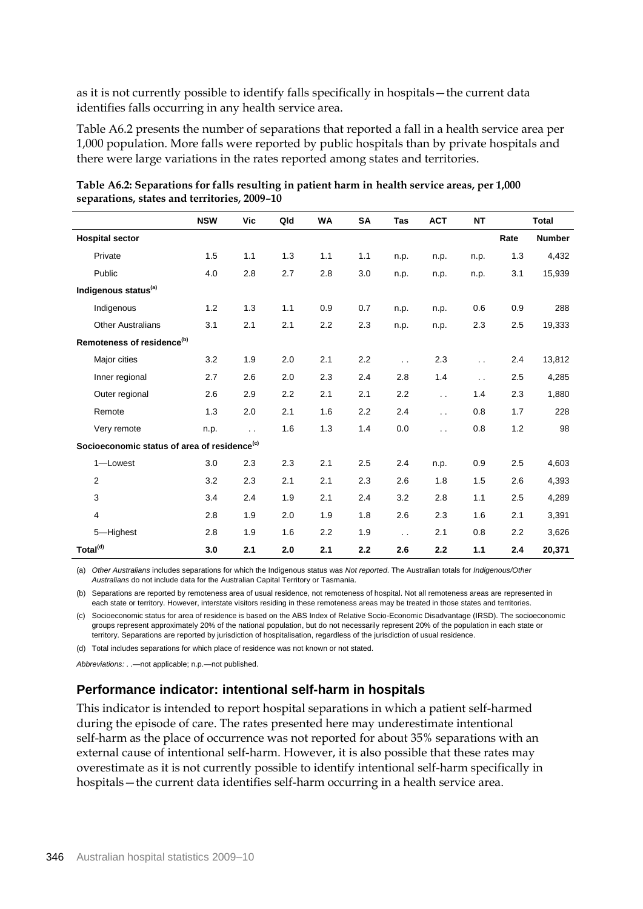as it is not currently possible to identify falls specifically in hospitals—the current data identifies falls occurring in any health service area.

Table A6.2 presents the number of separations that reported a fall in a health service area per 1,000 population. More falls were reported by public hospitals than by private hospitals and there were large variations in the rates reported among states and territories.

**Table A6.2: Separations for falls resulting in patient harm in health service areas, per 1,000 separations, states and territories, 2009–10**

| | NSW | Vic | Qld | WA | SA | Tas | ACT | NT | Total | |
|---|---|---|---|---|---|---|---|---|---|---|
| **Hospital sector** | | | | | | | | | **Rate** | **Number** |
| Private | 1.5 | 1.1 | 1.3 | 1.1 | 1.1 | n.p. | n.p. | n.p. | 1.3 | 4,432 |
| Public | 4.0 | 2.8 | 2.7 | 2.8 | 3.0 | n.p. | n.p. | n.p. | 3.1 | 15,939 |
| **Indigenous status[(a)]** | | | | | | | | | | |
| Indigenous | 1.2 | 1.3 | 1.1 | 0.9 | 0.7 | n.p. | n.p. | 0.6 | 0.9 | 288 |
| Other Australians | 3.1 | 2.1 | 2.1 | 2.2 | 2.3 | n.p. | n.p. | 2.3 | 2.5 | 19,333 |
| **Remoteness of residence[(b)]** | | | | | | | | | | |
| Major cities | 3.2 | 1.9 | 2.0 | 2.1 | 2.2 | . . | 2.3 | . . | 2.4 | 13,812 |
| Inner regional | 2.7 | 2.6 | 2.0 | 2.3 | 2.4 | 2.8 | 1.4 | . . | 2.5 | 4,285 |
| Outer regional | 2.6 | 2.9 | 2.2 | 2.1 | 2.1 | 2.2 | . . | 1.4 | 2.3 | 1,880 |
| Remote | 1.3 | 2.0 | 2.1 | 1.6 | 2.2 | 2.4 | . . | 0.8 | 1.7 | 228 |
| Very remote | n.p. | . . | 1.6 | 1.3 | 1.4 | 0.0 | . . | 0.8 | 1.2 | 98 |
| **Socioeconomic status of area of residence[(c)]** | | | | | | | | | | |
| 1—Lowest | 3.0 | 2.3 | 2.3 | 2.1 | 2.5 | 2.4 | n.p. | 0.9 | 2.5 | 4,603 |
| 2 | 3.2 | 2.3 | 2.1 | 2.1 | 2.3 | 2.6 | 1.8 | 1.5 | 2.6 | 4,393 |
| 3 | 3.4 | 2.4 | 1.9 | 2.1 | 2.4 | 3.2 | 2.8 | 1.1 | 2.5 | 4,289 |
| 4 | 2.8 | 1.9 | 2.0 | 1.9 | 1.8 | 2.6 | 2.3 | 1.6 | 2.1 | 3,391 |
| 5—Highest | 2.8 | 1.9 | 1.6 | 2.2 | 1.9 | . . | 2.1 | 0.8 | 2.2 | 3,626 |
| **Total[(d)]** | **3.0** | **2.1** | **2.0** | **2.1** | **2.2** | **2.6** | **2.2** | **1.1** | **2.4** | **20,371** |

(a) *Other Australians* includes separations for which the Indigenous status was *Not reported*. The Australian totals for *Indigenous/Other Australians* do not include data for the Australian Capital Territory or Tasmania.

(b) Separations are reported by remoteness area of usual residence, not remoteness of hospital. Not all remoteness areas are represented in each state or territory. However, interstate visitors residing in these remoteness areas may be treated in those states and territories.

(c) Socioeconomic status for area of residence is based on the ABS Index of Relative Socio-Economic Disadvantage (IRSD). The socioeconomic groups represent approximately 20% of the national population, but do not necessarily represent 20% of the population in each state or territory. Separations are reported by jurisdiction of hospitalisation, regardless of the jurisdiction of usual residence.

(d) Total includes separations for which place of residence was not known or not stated.

*Abbreviations:* . .—not applicable; n.p.—not published.

## Performance indicator: intentional self-harm in hospitals

This indicator is intended to report hospital separations in which a patient self-harmed during the episode of care. The rates presented here may underestimate intentional self-harm as the place of occurrence was not reported for about 35% separations with an external cause of intentional self-harm. However, it is also possible that these rates may overestimate as it is not currently possible to identify intentional self-harm specifically in hospitals—the current data identifies self-harm occurring in a health service area.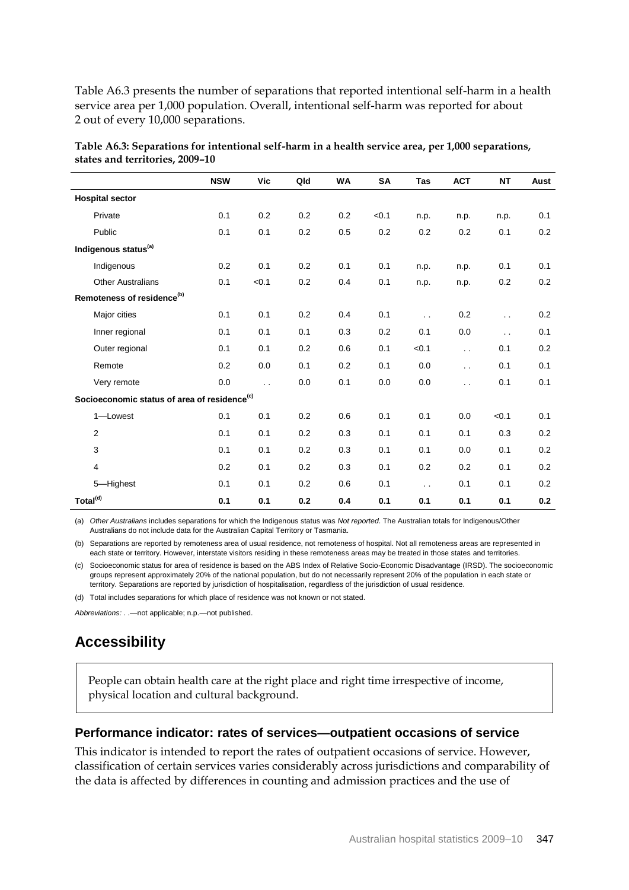Table A6.3 presents the number of separations that reported intentional self-harm in a health service area per 1,000 population. Overall, intentional self-harm was reported for about 2 out of every 10,000 separations.

**Table A6.3: Separations for intentional self-harm in a health service area, per 1,000 separations, states and territories, 2009–10**

| | NSW | Vic | Qld | WA | SA | Tas | ACT | NT | Aust |
|---|---|---|---|---|---|---|---|---|---|
| **Hospital sector** | | | | | | | | | |
| Private | 0.1 | 0.2 | 0.2 | 0.2 | <0.1 | n.p. | n.p. | n.p. | 0.1 |
| Public | 0.1 | 0.1 | 0.2 | 0.5 | 0.2 | 0.2 | 0.2 | 0.1 | 0.2 |
| **Indigenous status[(a)]** | | | | | | | | | |
| Indigenous | 0.2 | 0.1 | 0.2 | 0.1 | 0.1 | n.p. | n.p. | 0.1 | 0.1 |
| Other Australians | 0.1 | <0.1 | 0.2 | 0.4 | 0.1 | n.p. | n.p. | 0.2 | 0.2 |
| **Remoteness of residence[(b)]** | | | | | | | | | |
| Major cities | 0.1 | 0.1 | 0.2 | 0.4 | 0.1 | . . | 0.2 | . . | 0.2 |
| Inner regional | 0.1 | 0.1 | 0.1 | 0.3 | 0.2 | 0.1 | 0.0 | . . | 0.1 |
| Outer regional | 0.1 | 0.1 | 0.2 | 0.6 | 0.1 | <0.1 | . . | 0.1 | 0.2 |
| Remote | 0.2 | 0.0 | 0.1 | 0.2 | 0.1 | 0.0 | . . | 0.1 | 0.1 |
| Very remote | 0.0 | . . | 0.0 | 0.1 | 0.0 | 0.0 | . . | 0.1 | 0.1 |
| **Socioeconomic status of area of residence[(c)]** | | | | | | | | | |
| 1—Lowest | 0.1 | 0.1 | 0.2 | 0.6 | 0.1 | 0.1 | 0.0 | <0.1 | 0.1 |
| 2 | 0.1 | 0.1 | 0.2 | 0.3 | 0.1 | 0.1 | 0.1 | 0.3 | 0.2 |
| 3 | 0.1 | 0.1 | 0.2 | 0.3 | 0.1 | 0.1 | 0.0 | 0.1 | 0.2 |
| 4 | 0.2 | 0.1 | 0.2 | 0.3 | 0.1 | 0.2 | 0.2 | 0.1 | 0.2 |
| 5—Highest | 0.1 | 0.1 | 0.2 | 0.6 | 0.1 | . . | 0.1 | 0.1 | 0.2 |
| **Total[(d)]** | **0.1** | **0.1** | **0.2** | **0.4** | **0.1** | **0.1** | **0.1** | **0.1** | **0.2** |

(a) *Other Australians* includes separations for which the Indigenous status was *Not reported*. The Australian totals for Indigenous/Other Australians do not include data for the Australian Capital Territory or Tasmania.

(b) Separations are reported by remoteness area of usual residence, not remoteness of hospital. Not all remoteness areas are represented in each state or territory. However, interstate visitors residing in these remoteness areas may be treated in those states and territories.

(c) Socioeconomic status for area of residence is based on the ABS Index of Relative Socio-Economic Disadvantage (IRSD). The socioeconomic groups represent approximately 20% of the national population, but do not necessarily represent 20% of the population in each state or territory. Separations are reported by jurisdiction of hospitalisation, regardless of the jurisdiction of usual residence.

(d) Total includes separations for which place of residence was not known or not stated.

*Abbreviations:* . .—not applicable; n.p.—not published.

## Accessibility

People can obtain health care at the right place and right time irrespective of income, physical location and cultural background.

### Performance indicator: rates of services—outpatient occasions of service

This indicator is intended to report the rates of outpatient occasions of service. However, classification of certain services varies considerably across jurisdictions and comparability of the data is affected by differences in counting and admission practices and the use of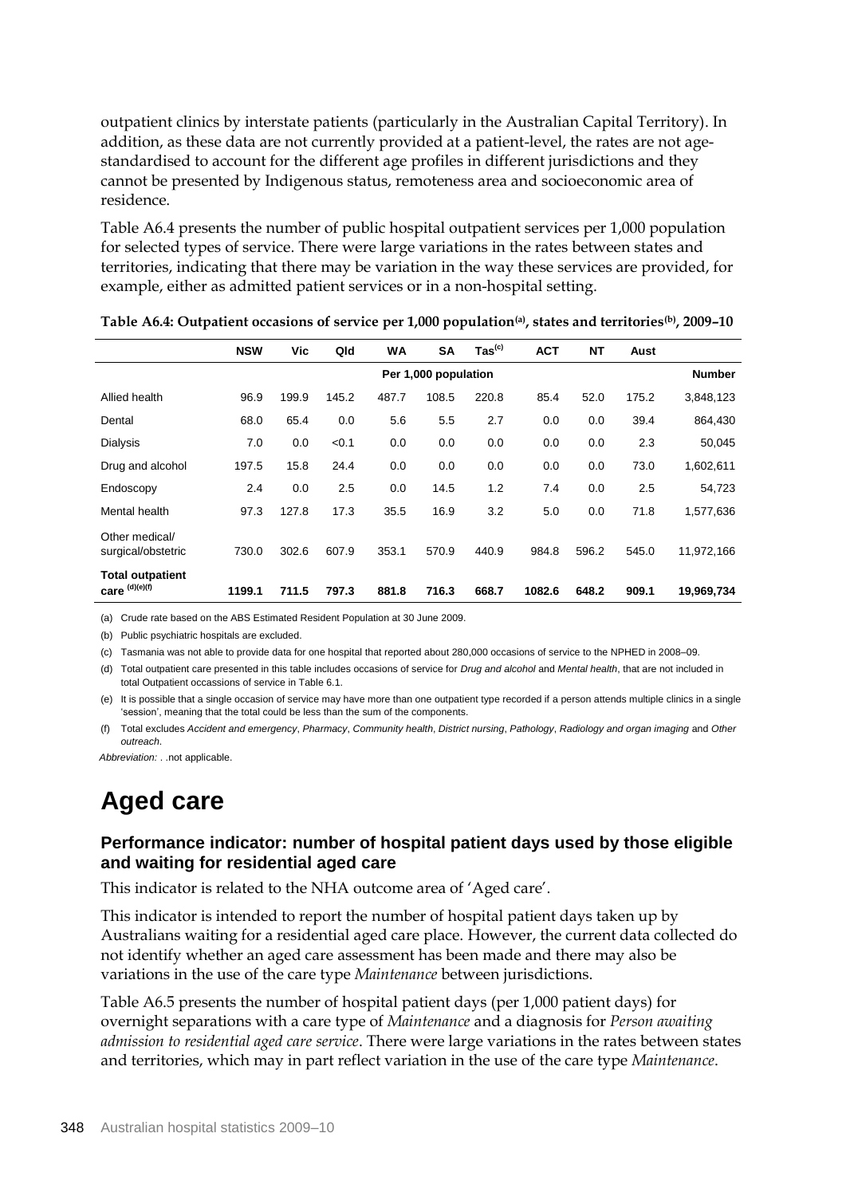outpatient clinics by interstate patients (particularly in the Australian Capital Territory). In addition, as these data are not currently provided at a patient-level, the rates are not age-standardised to account for the different age profiles in different jurisdictions and they cannot be presented by Indigenous status, remoteness area and socioeconomic area of residence.

Table A6.4 presents the number of public hospital outpatient services per 1,000 population for selected types of service. There were large variations in the rates between states and territories, indicating that there may be variation in the way these services are provided, for example, either as admitted patient services or in a non-hospital setting.

**Table A6.4: Outpatient occasions of service per 1,000 population[(a)], states and territories[(b)], 2009–10**

| | NSW | Vic | Qld | WA | SA | Tas[(c)] | ACT | NT | Aust | |
|---|---|---|---|---|---|---|---|---|---|---|
| | Per 1,000 population | | | | | | | | | Number |
| Allied health | 96.9 | 199.9 | 145.2 | 487.7 | 108.5 | 220.8 | 85.4 | 52.0 | 175.2 | 3,848,123 |
| Dental | 68.0 | 65.4 | 0.0 | 5.6 | 5.5 | 2.7 | 0.0 | 0.0 | 39.4 | 864,430 |
| Dialysis | 7.0 | 0.0 | <0.1 | 0.0 | 0.0 | 0.0 | 0.0 | 0.0 | 2.3 | 50,045 |
| Drug and alcohol | 197.5 | 15.8 | 24.4 | 0.0 | 0.0 | 0.0 | 0.0 | 0.0 | 73.0 | 1,602,611 |
| Endoscopy | 2.4 | 0.0 | 2.5 | 0.0 | 14.5 | 1.2 | 7.4 | 0.0 | 2.5 | 54,723 |
| Mental health | 97.3 | 127.8 | 17.3 | 35.5 | 16.9 | 3.2 | 5.0 | 0.0 | 71.8 | 1,577,636 |
| Other medical/ surgical/obstetric | 730.0 | 302.6 | 607.9 | 353.1 | 570.9 | 440.9 | 984.8 | 596.2 | 545.0 | 11,972,166 |
| **Total outpatient care [(d)(e)(f)]** | **1199.1** | **711.5** | **797.3** | **881.8** | **716.3** | **668.7** | **1082.6** | **648.2** | **909.1** | **19,969,734** |

(a) Crude rate based on the ABS Estimated Resident Population at 30 June 2009.

(b) Public psychiatric hospitals are excluded.

(c) Tasmania was not able to provide data for one hospital that reported about 280,000 occasions of service to the NPHED in 2008–09.

(d) Total outpatient care presented in this table includes occasions of service for *Drug and alcohol* and *Mental health*, that are not included in total Outpatient occassions of service in Table 6.1.

(e) It is possible that a single occasion of service may have more than one outpatient type recorded if a person attends multiple clinics in a single 'session', meaning that the total could be less than the sum of the components.

(f) Total excludes *Accident and emergency*, *Pharmacy*, *Community health*, *District nursing*, *Pathology*, *Radiology and organ imaging* and *Other outreach*.

*Abbreviation:* . .not applicable.

# Aged care

### Performance indicator: number of hospital patient days used by those eligible and waiting for residential aged care

This indicator is related to the NHA outcome area of 'Aged care'.

This indicator is intended to report the number of hospital patient days taken up by Australians waiting for a residential aged care place. However, the current data collected do not identify whether an aged care assessment has been made and there may also be variations in the use of the care type *Maintenance* between jurisdictions.

Table A6.5 presents the number of hospital patient days (per 1,000 patient days) for overnight separations with a care type of *Maintenance* and a diagnosis for *Person awaiting admission to residential aged care service*. There were large variations in the rates between states and territories, which may in part reflect variation in the use of the care type *Maintenance*.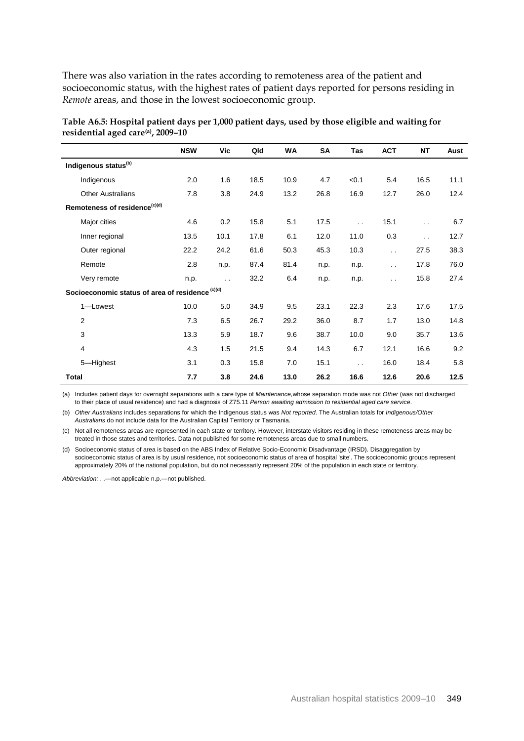There was also variation in the rates according to remoteness area of the patient and socioeconomic status, with the highest rates of patient days reported for persons residing in *Remote* areas, and those in the lowest socioeconomic group.

**Table A6.5: Hospital patient days per 1,000 patient days, used by those eligible and waiting for residential aged care[(a)], 2009–10**

| | NSW | Vic | Qld | WA | SA | Tas | ACT | NT | Aust |
|---|---|---|---|---|---|---|---|---|---|
| **Indigenous status[(b)]** | | | | | | | | | |
| Indigenous | 2.0 | 1.6 | 18.5 | 10.9 | 4.7 | <0.1 | 5.4 | 16.5 | 11.1 |
| Other Australians | 7.8 | 3.8 | 24.9 | 13.2 | 26.8 | 16.9 | 12.7 | 26.0 | 12.4 |
| **Remoteness of residence[(c)(d)]** | | | | | | | | | |
| Major cities | 4.6 | 0.2 | 15.8 | 5.1 | 17.5 | . . | 15.1 | . . | 6.7 |
| Inner regional | 13.5 | 10.1 | 17.8 | 6.1 | 12.0 | 11.0 | 0.3 | . . | 12.7 |
| Outer regional | 22.2 | 24.2 | 61.6 | 50.3 | 45.3 | 10.3 | . . | 27.5 | 38.3 |
| Remote | 2.8 | n.p. | 87.4 | 81.4 | n.p. | n.p. | . . | 17.8 | 76.0 |
| Very remote | n.p. | . . | 32.2 | 6.4 | n.p. | n.p. | . . | 15.8 | 27.4 |
| **Socioeconomic status of area of residence[(c)(d)]** | | | | | | | | | |
| 1—Lowest | 10.0 | 5.0 | 34.9 | 9.5 | 23.1 | 22.3 | 2.3 | 17.6 | 17.5 |
| 2 | 7.3 | 6.5 | 26.7 | 29.2 | 36.0 | 8.7 | 1.7 | 13.0 | 14.8 |
| 3 | 13.3 | 5.9 | 18.7 | 9.6 | 38.7 | 10.0 | 9.0 | 35.7 | 13.6 |
| 4 | 4.3 | 1.5 | 21.5 | 9.4 | 14.3 | 6.7 | 12.1 | 16.6 | 9.2 |
| 5—Highest | 3.1 | 0.3 | 15.8 | 7.0 | 15.1 | . . | 16.0 | 18.4 | 5.8 |
| **Total** | **7.7** | **3.8** | **24.6** | **13.0** | **26.2** | **16.6** | **12.6** | **20.6** | **12.5** |

(a) Includes patient days for overnight separations with a care type of *Maintenance*,whose separation mode was not *Other* (was not discharged to their place of usual residence) and had a diagnosis of Z75.11 *Person awaiting admission to residential aged care service*.

(b) *Other Australians* includes separations for which the Indigenous status was *Not reported*. The Australian totals for *Indigenous/Other Australians* do not include data for the Australian Capital Territory or Tasmania.

(c) Not all remoteness areas are represented in each state or territory. However, interstate visitors residing in these remoteness areas may be treated in those states and territories. Data not published for some remoteness areas due to small numbers.

(d) Socioeconomic status of area is based on the ABS Index of Relative Socio-Economic Disadvantage (IRSD). Disaggregation by socioeconomic status of area is by usual residence, not socioeconomic status of area of hospital 'site'. The socioeconomic groups represent approximately 20% of the national population, but do not necessarily represent 20% of the population in each state or territory.

*Abbreviation:* . .—not applicable n.p.—not published.